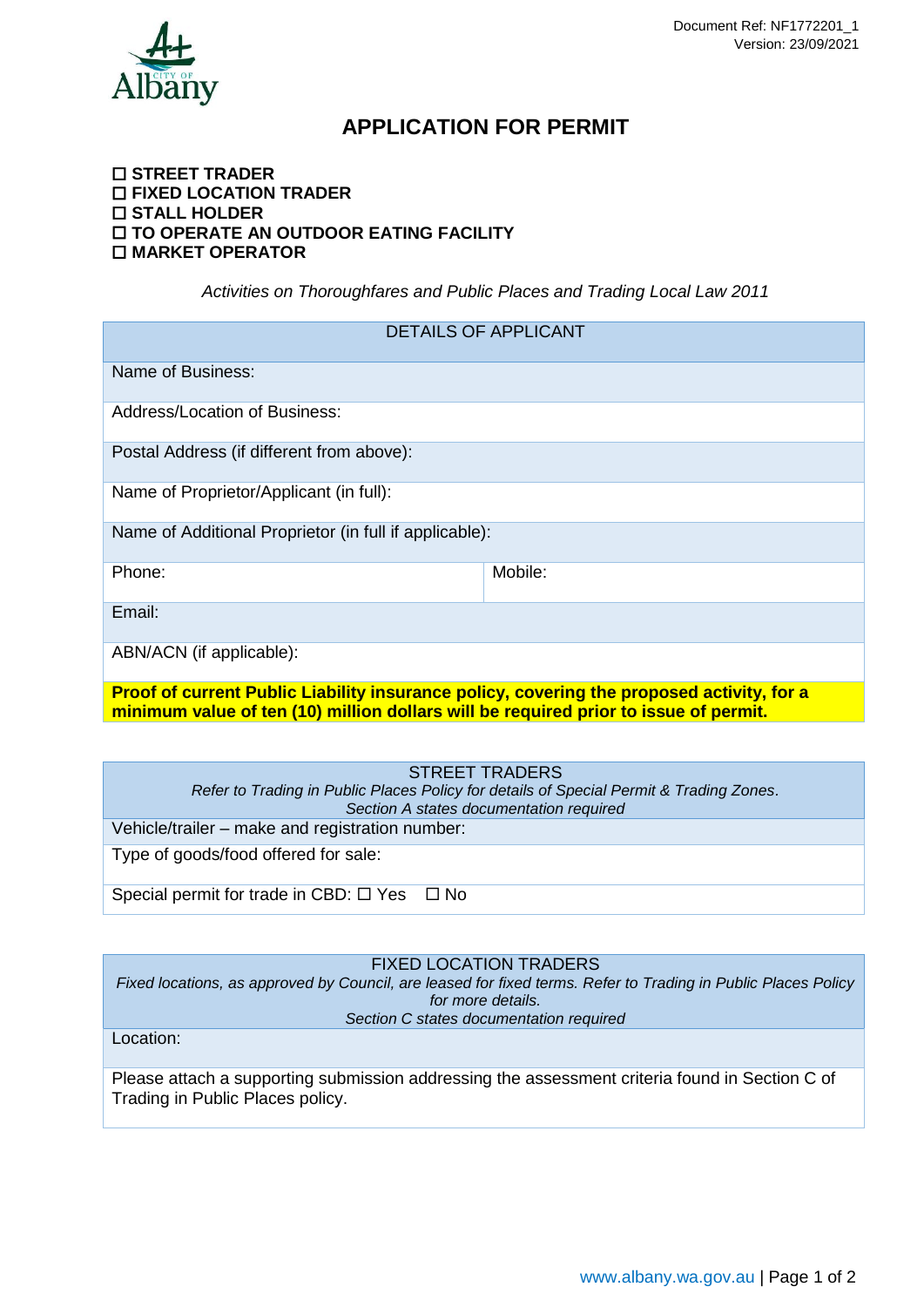Document Ref: NF1772201_1
Version: 23/09/2021

# APPLICATION FOR PERMIT

☐ **STREET TRADER**
☐ **FIXED LOCATION TRADER**
☐ **STALL HOLDER**
☐ **TO OPERATE AN OUTDOOR EATING FACILITY**
☐ **MARKET OPERATOR**

*Activities on Thoroughfares and Public Places and Trading Local Law 2011*

| DETAILS OF APPLICANT | |
|---|---|
| Name of Business: | |
| Address/Location of Business: | |
| Postal Address (if different from above): | |
| Name of Proprietor/Applicant (in full): | |
| Name of Additional Proprietor (in full if applicable): | |
| Phone: | Mobile: |
| Email: | |
| ABN/ACN (if applicable): | |
| **Proof of current Public Liability insurance policy, covering the proposed activity, for a minimum value of ten (10) million dollars will be required prior to issue of permit.** | |

| STREET TRADERS<br>*Refer to Trading in Public Places Policy for details of Special Permit & Trading Zones.*<br>*Section A states documentation required* |
|---|
| Vehicle/trailer – make and registration number: |
| Type of goods/food offered for sale: |
| Special permit for trade in CBD: ☐ Yes ☐ No |

| FIXED LOCATION TRADERS<br>*Fixed locations, as approved by Council, are leased for fixed terms. Refer to Trading in Public Places Policy for more details.*<br>*Section C states documentation required* |
|---|
| Location: |
| Please attach a supporting submission addressing the assessment criteria found in Section C of Trading in Public Places policy. |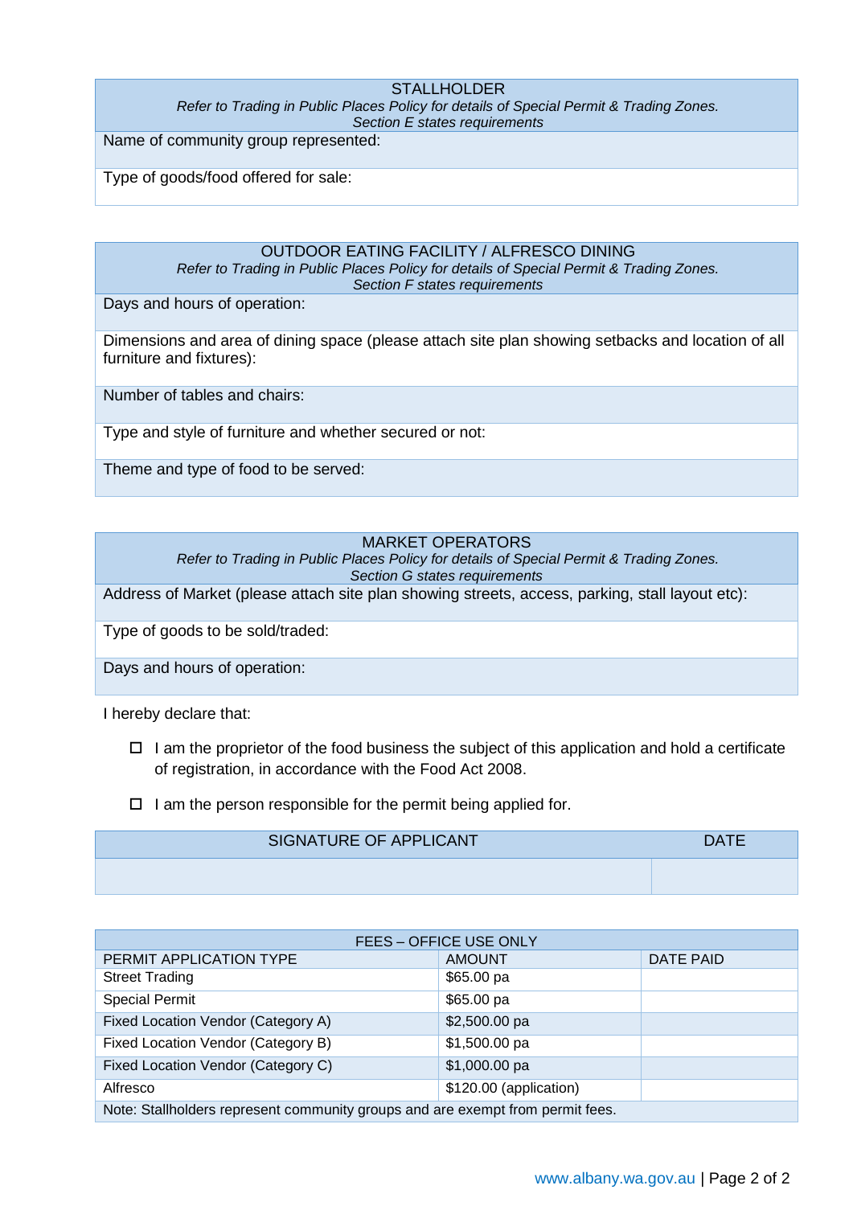| STALLHOLDER<br>*Refer to Trading in Public Places Policy for details of Special Permit & Trading Zones. Section E states requirements* |
|---|
| Name of community group represented: |
| Type of goods/food offered for sale: |

| OUTDOOR EATING FACILITY / ALFRESCO DINING<br>*Refer to Trading in Public Places Policy for details of Special Permit & Trading Zones. Section F states requirements* |
|---|
| Days and hours of operation: |
| Dimensions and area of dining space (please attach site plan showing setbacks and location of all furniture and fixtures): |
| Number of tables and chairs: |
| Type and style of furniture and whether secured or not: |
| Theme and type of food to be served: |

| MARKET OPERATORS<br>*Refer to Trading in Public Places Policy for details of Special Permit & Trading Zones. Section G states requirements* |
|---|
| Address of Market (please attach site plan showing streets, access, parking, stall layout etc): |
| Type of goods to be sold/traded: |
| Days and hours of operation: |

I hereby declare that:

- ☐ I am the proprietor of the food business the subject of this application and hold a certificate of registration, in accordance with the Food Act 2008.
- ☐ I am the person responsible for the permit being applied for.

| SIGNATURE OF APPLICANT | DATE |
|---|---|
| | |

| FEES – OFFICE USE ONLY | | |
|---|---|---|
| PERMIT APPLICATION TYPE | AMOUNT | DATE PAID |
| Street Trading | $65.00 pa | |
| Special Permit | $65.00 pa | |
| Fixed Location Vendor (Category A) | $2,500.00 pa | |
| Fixed Location Vendor (Category B) | $1,500.00 pa | |
| Fixed Location Vendor (Category C) | $1,000.00 pa | |
| Alfresco | $120.00 (application) | |
| Note: Stallholders represent community groups and are exempt from permit fees. | | |

www.albany.wa.gov.au